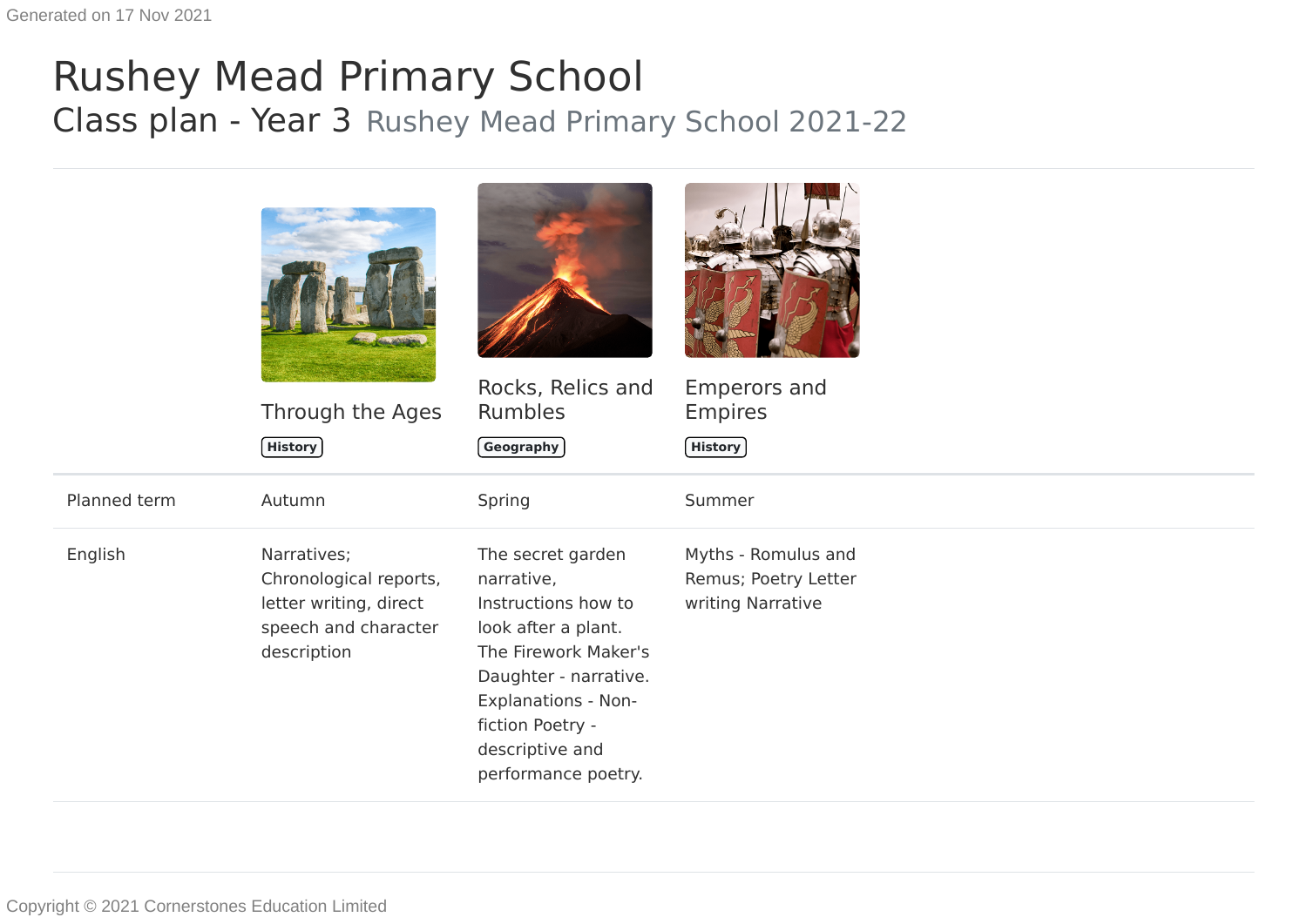Generated on 17 Nov 2021

# Rushey Mead Primary School

## Class plan - Year 3 Rushey Mead Primary School 2021-22

| | Through the Ages<br>**History** | Rocks, Relics and Rumbles<br>**Geography** | Emperors and Empires<br>**History** |
|---|---|---|---|
| Planned term | Autumn | Spring | Summer |
| English | Narratives; Chronological reports, letter writing, direct speech and character description | The secret garden narrative, Instructions how to look after a plant. The Firework Maker's Daughter - narrative. Explanations - Non-fiction Poetry - descriptive and performance poetry. | Myths - Romulus and Remus; Poetry Letter writing Narrative |

Copyright © 2021 Cornerstones Education Limited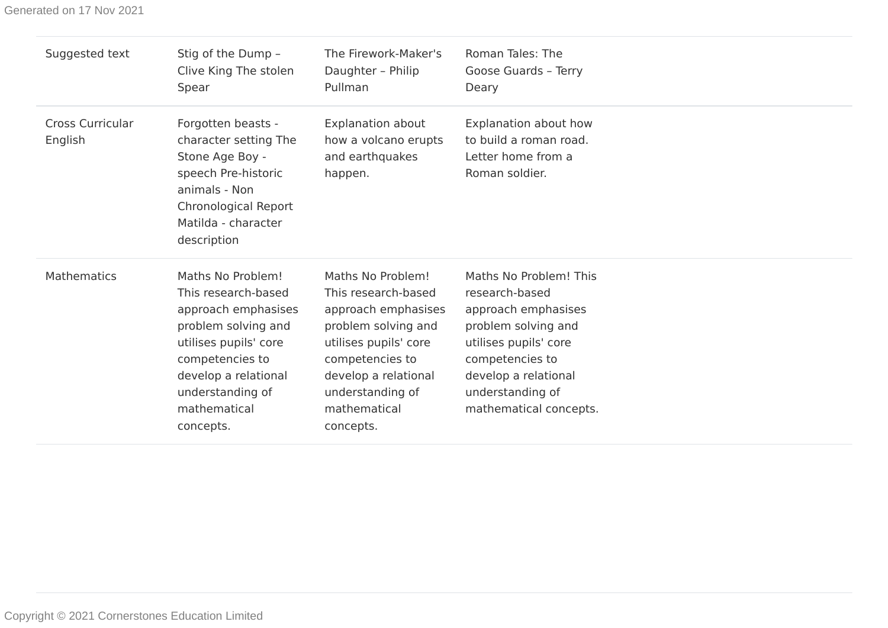| Suggested text | Stig of the Dump – Clive King The stolen Spear | The Firework-Maker's Daughter – Philip Pullman | Roman Tales: The Goose Guards – Terry Deary |
|---|---|---|---|
| Cross Curricular English | Forgotten beasts - character setting The Stone Age Boy - speech Pre-historic animals - Non Chronological Report Matilda - character description | Explanation about how a volcano erupts and earthquakes happen. | Explanation about how to build a roman road. Letter home from a Roman soldier. |
| Mathematics | Maths No Problem! This research-based approach emphasises problem solving and utilises pupils' core competencies to develop a relational understanding of mathematical concepts. | Maths No Problem! This research-based approach emphasises problem solving and utilises pupils' core competencies to develop a relational understanding of mathematical concepts. | Maths No Problem! This research-based approach emphasises problem solving and utilises pupils' core competencies to develop a relational understanding of mathematical concepts. |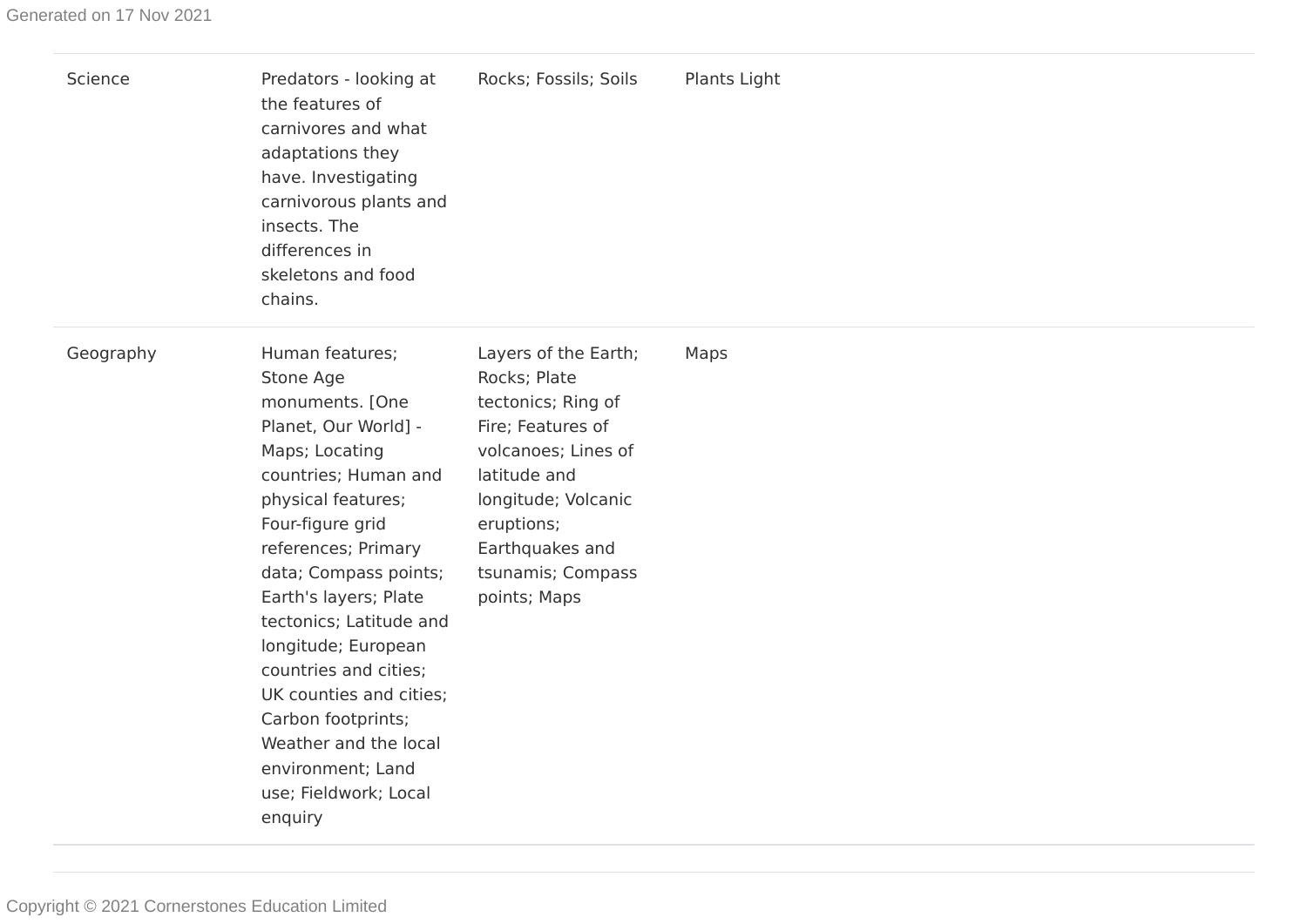| | | | |
|---|---|---|---|
| Science | Predators - looking at the features of carnivores and what adaptations they have. Investigating carnivorous plants and insects. The differences in skeletons and food chains. | Rocks; Fossils; Soils | Plants Light |
| Geography | Human features; Stone Age monuments. [One Planet, Our World] - Maps; Locating countries; Human and physical features; Four-figure grid references; Primary data; Compass points; Earth's layers; Plate tectonics; Latitude and longitude; European countries and cities; UK counties and cities; Carbon footprints; Weather and the local environment; Land use; Fieldwork; Local enquiry | Layers of the Earth; Rocks; Plate tectonics; Ring of Fire; Features of volcanoes; Lines of latitude and longitude; Volcanic eruptions; Earthquakes and tsunamis; Compass points; Maps | Maps |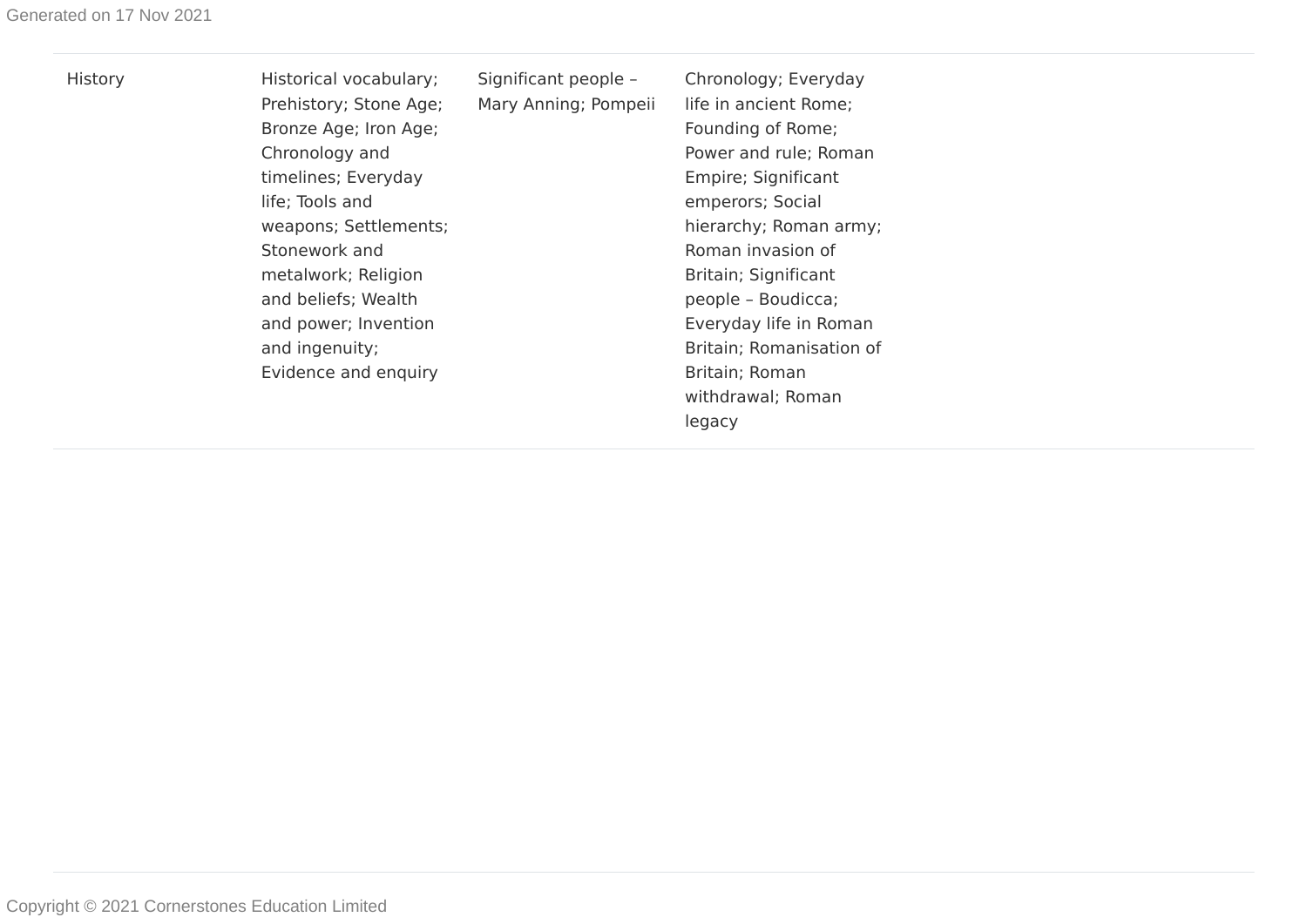| History | Historical vocabulary; Prehistory; Stone Age; Bronze Age; Iron Age; Chronology and timelines; Everyday life; Tools and weapons; Settlements; Stonework and metalwork; Religion and beliefs; Wealth and power; Invention and ingenuity; Evidence and enquiry | Significant people – Mary Anning; Pompeii | Chronology; Everyday life in ancient Rome; Founding of Rome; Power and rule; Roman Empire; Significant emperors; Social hierarchy; Roman army; Roman invasion of Britain; Significant people – Boudicca; Everyday life in Roman Britain; Romanisation of Britain; Roman withdrawal; Roman legacy | |
|---|---|---|---|---|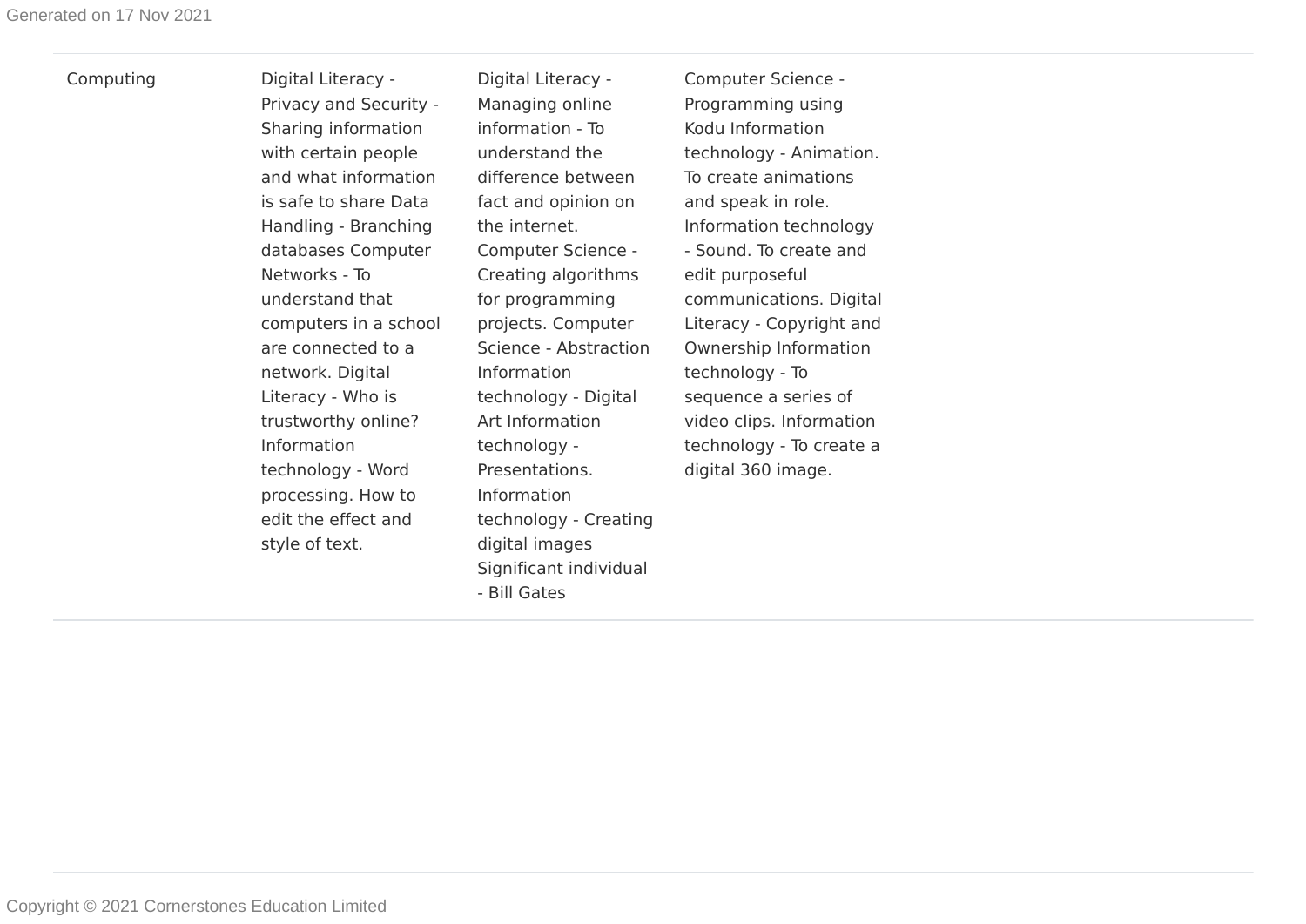| | | | | |
|---|---|---|---|---|
| Computing | Digital Literacy - Privacy and Security - Sharing information with certain people and what information is safe to share Data Handling - Branching databases Computer Networks - To understand that computers in a school are connected to a network. Digital Literacy - Who is trustworthy online? Information technology - Word processing. How to edit the effect and style of text. | Digital Literacy - Managing online information - To understand the difference between fact and opinion on the internet. Computer Science - Creating algorithms for programming projects. Computer Science - Abstraction Information technology - Digital Art Information technology - Presentations. Information technology - Creating digital images Significant individual - Bill Gates | Computer Science - Programming using Kodu Information technology - Animation. To create animations and speak in role. Information technology - Sound. To create and edit purposeful communications. Digital Literacy - Copyright and Ownership Information technology - To sequence a series of video clips. Information technology - To create a digital 360 image. | |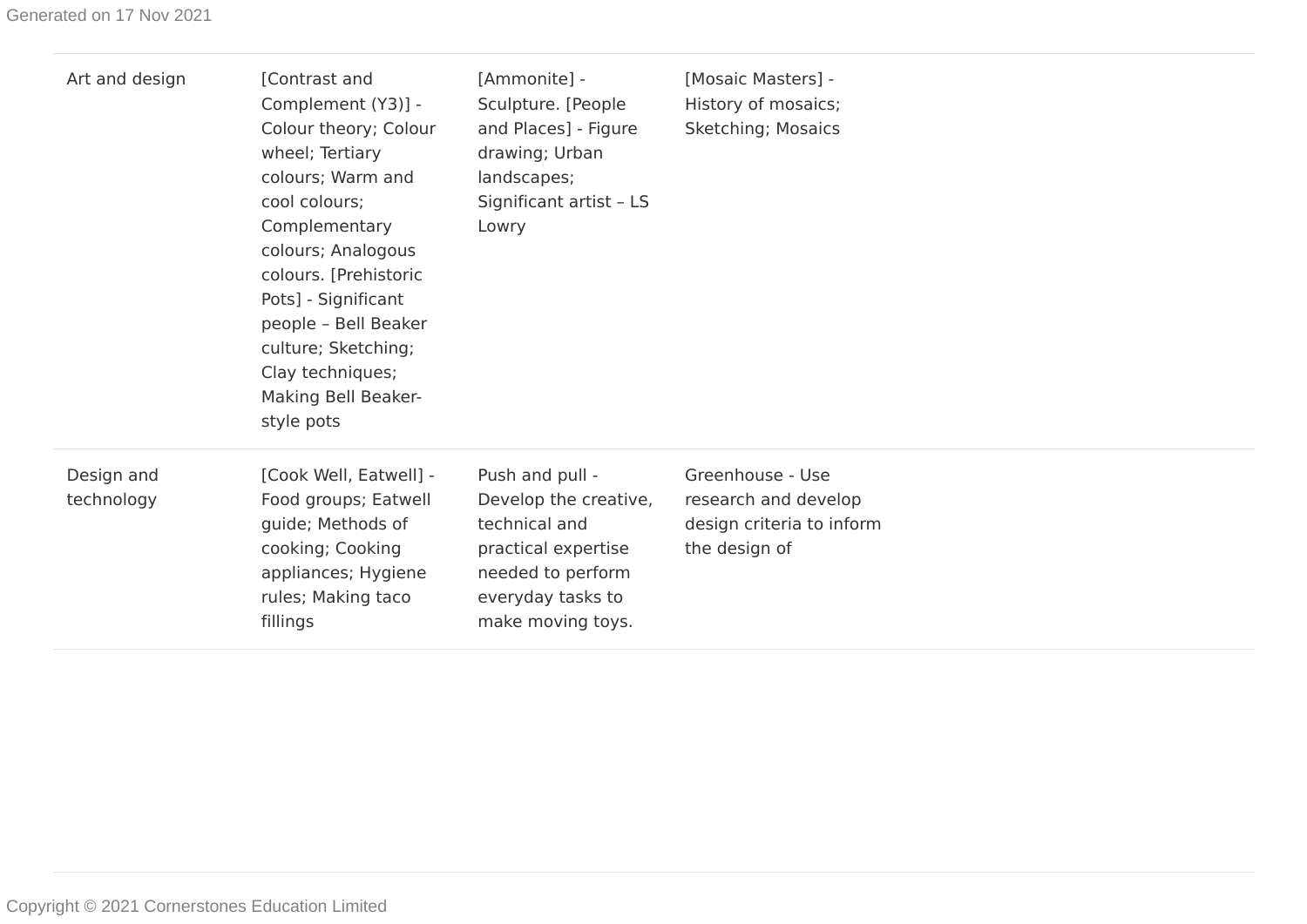| | | | | |
|---|---|---|---|---|
| Art and design | [Contrast and Complement (Y3)] - Colour theory; Colour wheel; Tertiary colours; Warm and cool colours; Complementary colours; Analogous colours. [Prehistoric Pots] - Significant people – Bell Beaker culture; Sketching; Clay techniques; Making Bell Beaker-style pots | [Ammonite] - Sculpture. [People and Places] - Figure drawing; Urban landscapes; Significant artist – LS Lowry | [Mosaic Masters] - History of mosaics; Sketching; Mosaics | |
| Design and technology | [Cook Well, Eatwell] - Food groups; Eatwell guide; Methods of cooking; Cooking appliances; Hygiene rules; Making taco fillings | Push and pull - Develop the creative, technical and practical expertise needed to perform everyday tasks to make moving toys. | Greenhouse - Use research and develop design criteria to inform the design of | |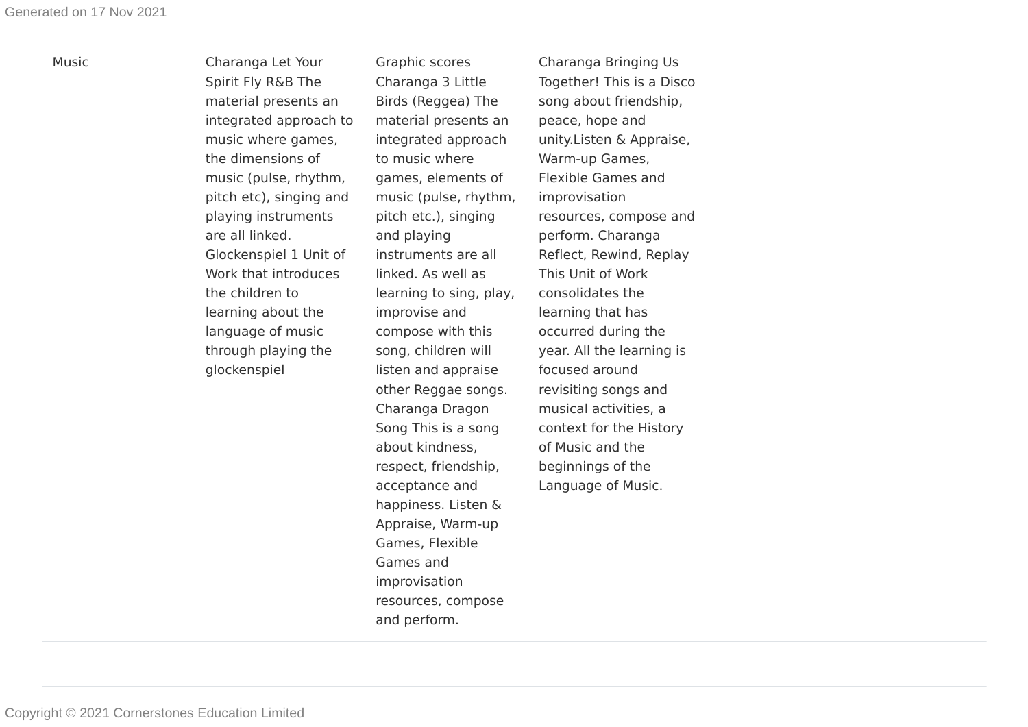| | | | | |
|---|---|---|---|---|
| Music | Charanga Let Your Spirit Fly R&B The material presents an integrated approach to music where games, the dimensions of music (pulse, rhythm, pitch etc), singing and playing instruments are all linked. Glockenspiel 1 Unit of Work that introduces the children to learning about the language of music through playing the glockenspiel | Graphic scores Charanga 3 Little Birds (Reggea) The material presents an integrated approach to music where games, elements of music (pulse, rhythm, pitch etc.), singing and playing instruments are all linked. As well as learning to sing, play, improvise and compose with this song, children will listen and appraise other Reggae songs. Charanga Dragon Song This is a song about kindness, respect, friendship, acceptance and happiness. Listen & Appraise, Warm-up Games, Flexible Games and improvisation resources, compose and perform. | Charanga Bringing Us Together! This is a Disco song about friendship, peace, hope and unity.Listen & Appraise, Warm-up Games, Flexible Games and improvisation resources, compose and perform. Charanga Reflect, Rewind, Replay This Unit of Work consolidates the learning that has occurred during the year. All the learning is focused around revisiting songs and musical activities, a context for the History of Music and the beginnings of the Language of Music. | |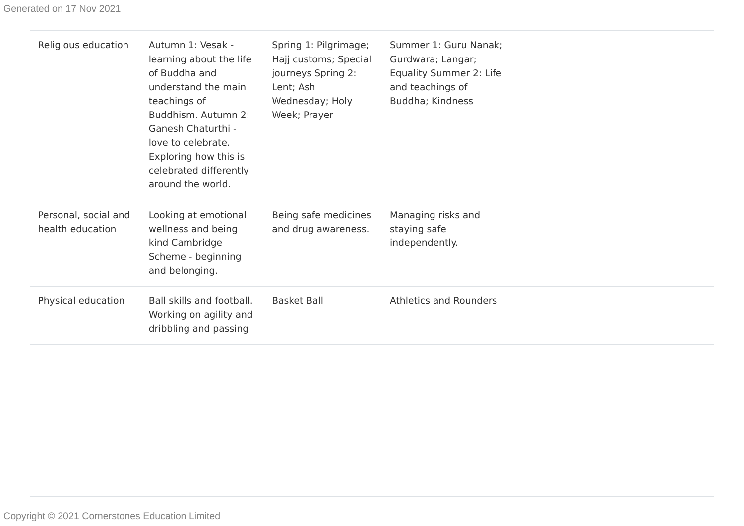| | | | |
|---|---|---|---|
| Religious education | Autumn 1: Vesak - learning about the life of Buddha and understand the main teachings of Buddhism. Autumn 2: Ganesh Chaturthi - love to celebrate. Exploring how this is celebrated differently around the world. | Spring 1: Pilgrimage; Hajj customs; Special journeys Spring 2: Lent; Ash Wednesday; Holy Week; Prayer | Summer 1: Guru Nanak; Gurdwara; Langar; Equality Summer 2: Life and teachings of Buddha; Kindness |
| Personal, social and health education | Looking at emotional wellness and being kind Cambridge Scheme - beginning and belonging. | Being safe medicines and drug awareness. | Managing risks and staying safe independently. |
| Physical education | Ball skills and football. Working on agility and dribbling and passing | Basket Ball | Athletics and Rounders |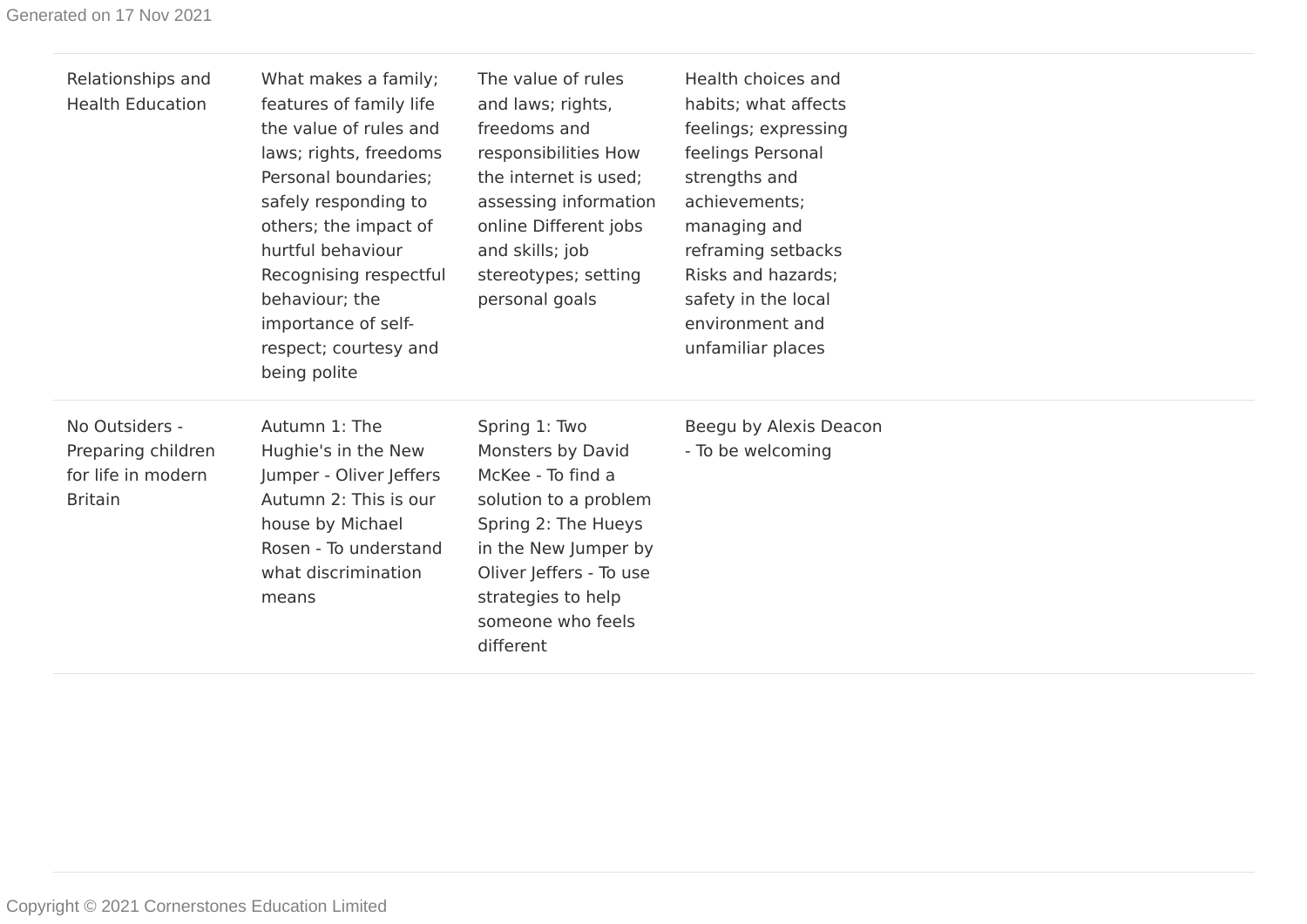| | | | |
|---|---|---|---|
| Relationships and Health Education | What makes a family; features of family life the value of rules and laws; rights, freedoms Personal boundaries; safely responding to others; the impact of hurtful behaviour Recognising respectful behaviour; the importance of self-respect; courtesy and being polite | The value of rules and laws; rights, freedoms and responsibilities How the internet is used; assessing information online Different jobs and skills; job stereotypes; setting personal goals | Health choices and habits; what affects feelings; expressing feelings Personal strengths and achievements; managing and reframing setbacks Risks and hazards; safety in the local environment and unfamiliar places |
| No Outsiders - Preparing children for life in modern Britain | Autumn 1: The Hughie's in the New Jumper - Oliver Jeffers Autumn 2: This is our house by Michael Rosen - To understand what discrimination means | Spring 1: Two Monsters by David McKee - To find a solution to a problem Spring 2: The Hueys in the New Jumper by Oliver Jeffers - To use strategies to help someone who feels different | Beegu by Alexis Deacon - To be welcoming |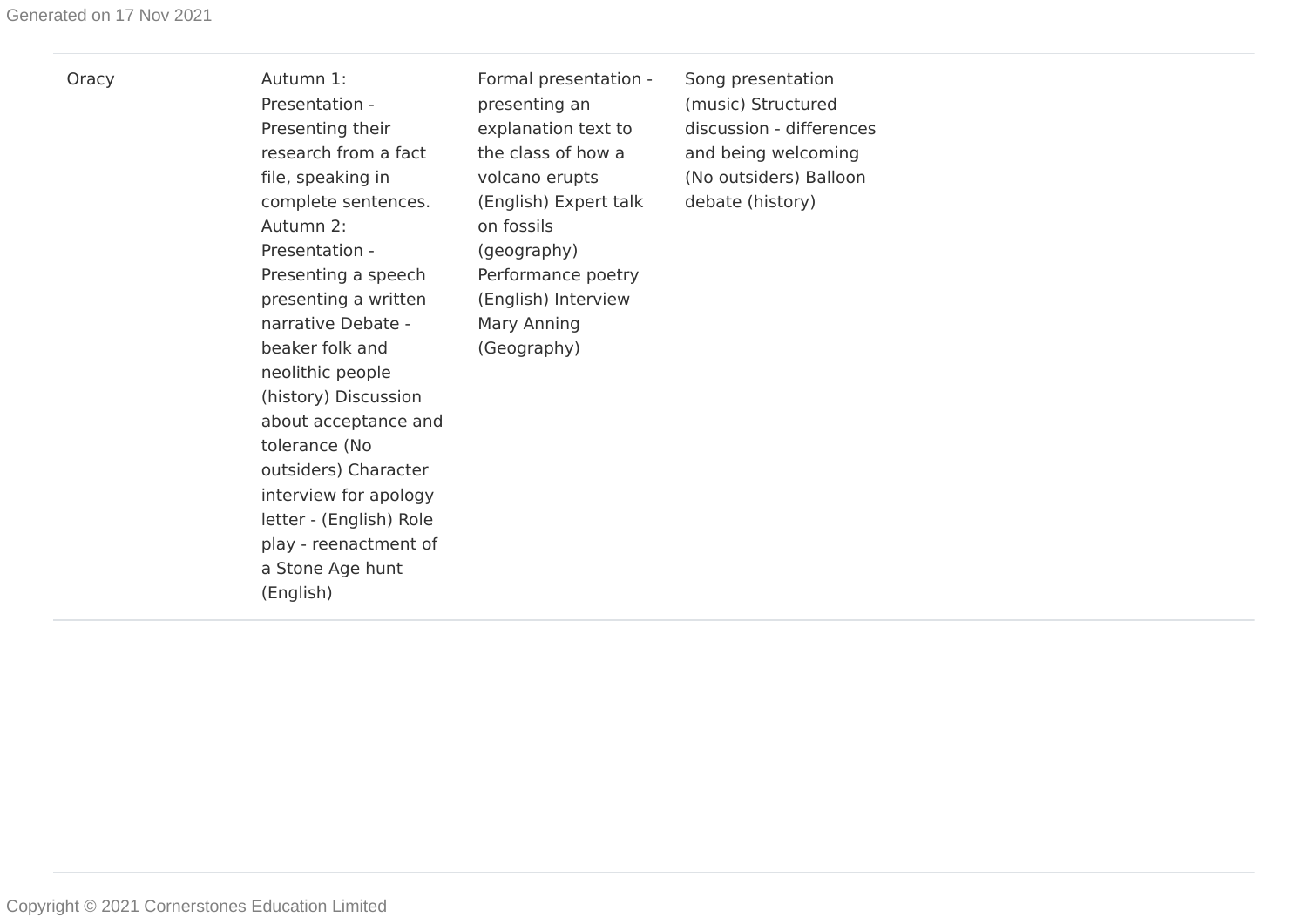| Oracy | Autumn 1: Presentation - Presenting their research from a fact file, speaking in complete sentences. Autumn 2: Presentation - Presenting a speech presenting a written narrative Debate - beaker folk and neolithic people (history) Discussion about acceptance and tolerance (No outsiders) Character interview for apology letter - (English) Role play - reenactment of a Stone Age hunt (English) | Formal presentation - presenting an explanation text to the class of how a volcano erupts (English) Expert talk on fossils (geography) Performance poetry (English) Interview Mary Anning (Geography) | Song presentation (music) Structured discussion - differences and being welcoming (No outsiders) Balloon debate (history) |
|---|---|---|---|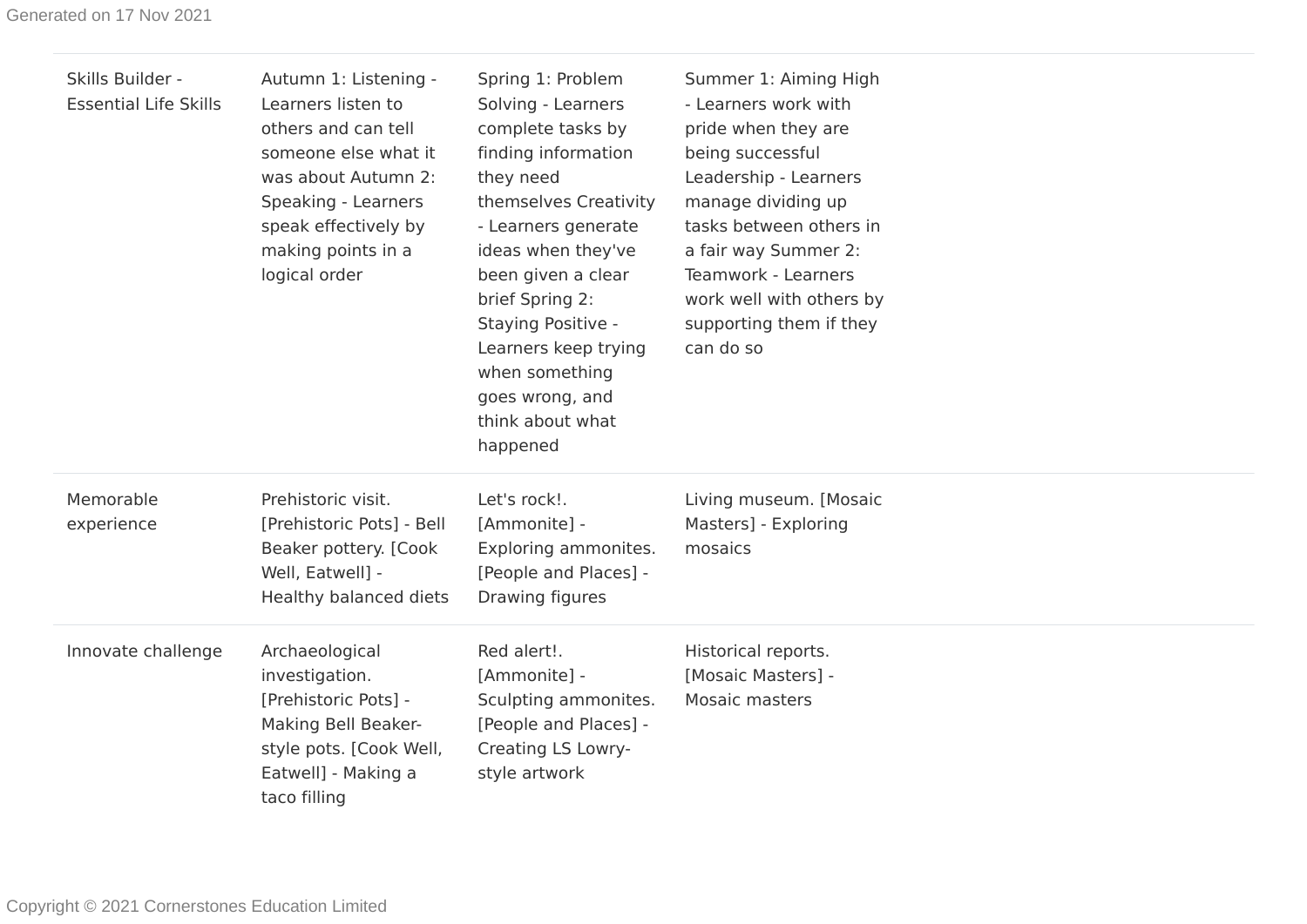| | | | |
|---|---|---|---|
| Skills Builder - Essential Life Skills | Autumn 1: Listening - Learners listen to others and can tell someone else what it was about Autumn 2: Speaking - Learners speak effectively by making points in a logical order | Spring 1: Problem Solving - Learners complete tasks by finding information they need themselves Creativity - Learners generate ideas when they've been given a clear brief Spring 2: Staying Positive - Learners keep trying when something goes wrong, and think about what happened | Summer 1: Aiming High - Learners work with pride when they are being successful Leadership - Learners manage dividing up tasks between others in a fair way Summer 2: Teamwork - Learners work well with others by supporting them if they can do so |
| Memorable experience | Prehistoric visit. [Prehistoric Pots] - Bell Beaker pottery. [Cook Well, Eatwell] - Healthy balanced diets | Let's rock!. [Ammonite] - Exploring ammonites. [People and Places] - Drawing figures | Living museum. [Mosaic Masters] - Exploring mosaics |
| Innovate challenge | Archaeological investigation. [Prehistoric Pots] - Making Bell Beaker-style pots. [Cook Well, Eatwell] - Making a taco filling | Red alert!. [Ammonite] - Sculpting ammonites. [People and Places] - Creating LS Lowry-style artwork | Historical reports. [Mosaic Masters] - Mosaic masters |